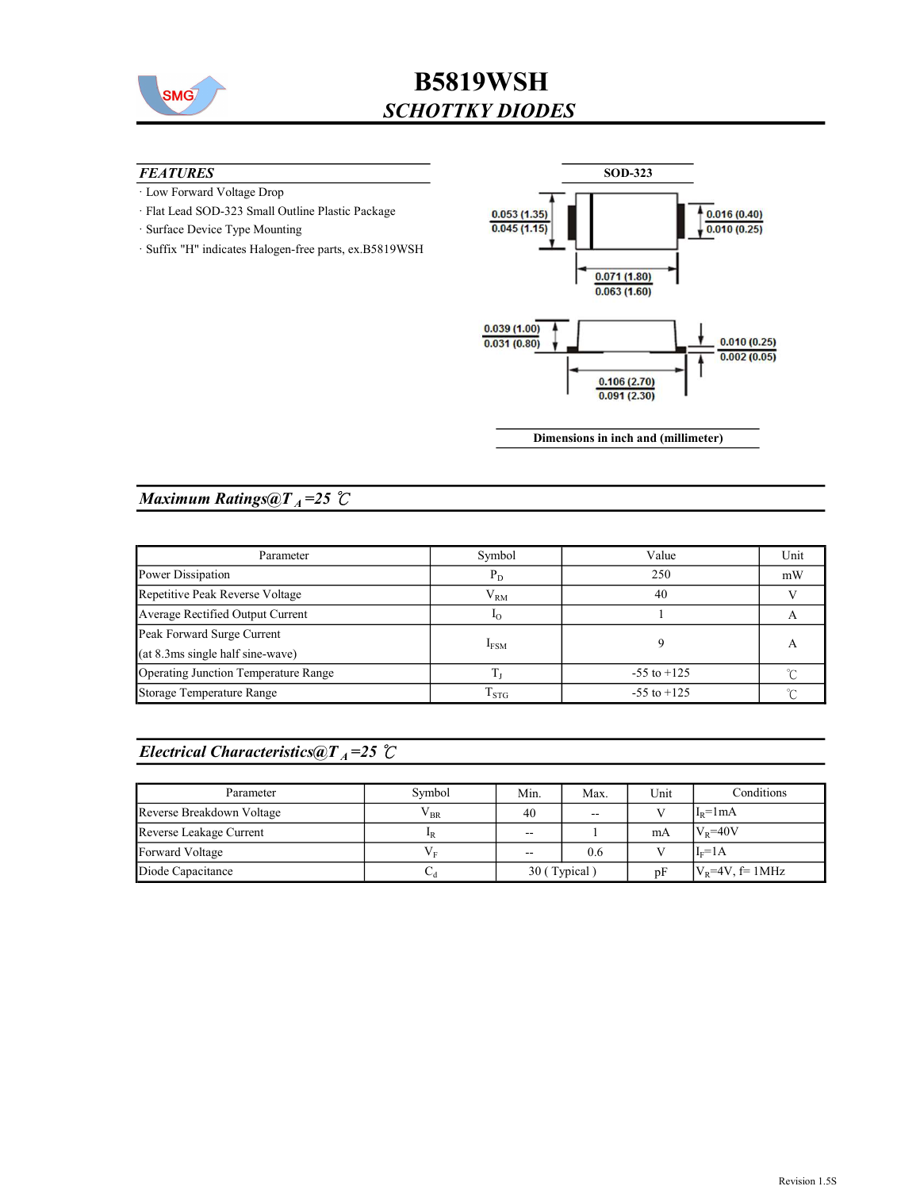# B5819WSH

## *SCHOTTKY DIODES*

### *FEATURES*

- Low Forward Voltage Drop
- Flat Lead SOD-323 Small Outline Plastic Package
- Surface Device Type Mounting
- Suffix "H" indicates Halogen-free parts, ex.B5819WSH

**SOD-323**

0.053 (1.35)
0.045 (1.15)

0.016 (0.40)
0.010 (0.25)

0.071 (1.80)
0.063 (1.60)

0.039 (1.00)
0.031 (0.80)

0.010 (0.25)
0.002 (0.05)

0.106 (2.70)
0.091 (2.30)

**Dimensions in inch and (millimeter)**

## *Maximum Ratings@T$_A$=25 ℃*

| Parameter | Symbol | Value | Unit |
|---|---|---|---|
| Power Dissipation | $P_D$ | 250 | mW |
| Repetitive Peak Reverse Voltage | $V_{RM}$ | 40 | V |
| Average Rectified Output Current | $I_O$ | 1 | A |
| Peak Forward Surge Current (at 8.3ms single half sine-wave) | $I_{FSM}$ | 9 | A |
| Operating Junction Temperature Range | $T_J$ | -55 to +125 | ℃ |
| Storage Temperature Range | $T_{STG}$ | -55 to +125 | ℃ |

## *Electrical Characteristics@T$_A$=25 ℃*

| Parameter | Symbol | Min. | Max. | Unit | Conditions |
|---|---|---|---|---|---|
| Reverse Breakdown Voltage | $V_{BR}$ | 40 | -- | V | $I_R$=1mA |
| Reverse Leakage Current | $I_R$ | -- | 1 | mA | $V_R$=40V |
| Forward Voltage | $V_F$ | -- | 0.6 | V | $I_F$=1A |
| Diode Capacitance | $C_d$ | 30 ( Typical ) | | pF | $V_R$=4V, f= 1MHz |

Revision 1.5S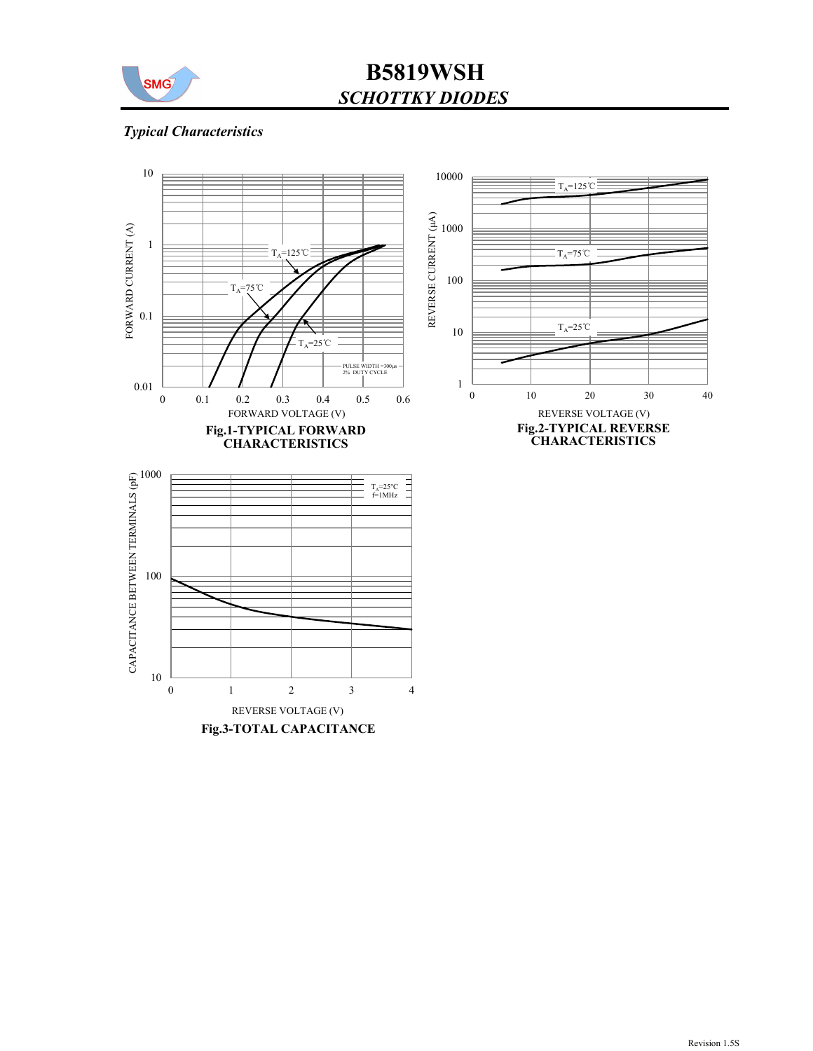*Typical Characteristics*

Fig.1-TYPICAL FORWARD CHARACTERISTICS

Fig.2-TYPICAL REVERSE CHARACTERISTICS

Fig.3-TOTAL CAPACITANCE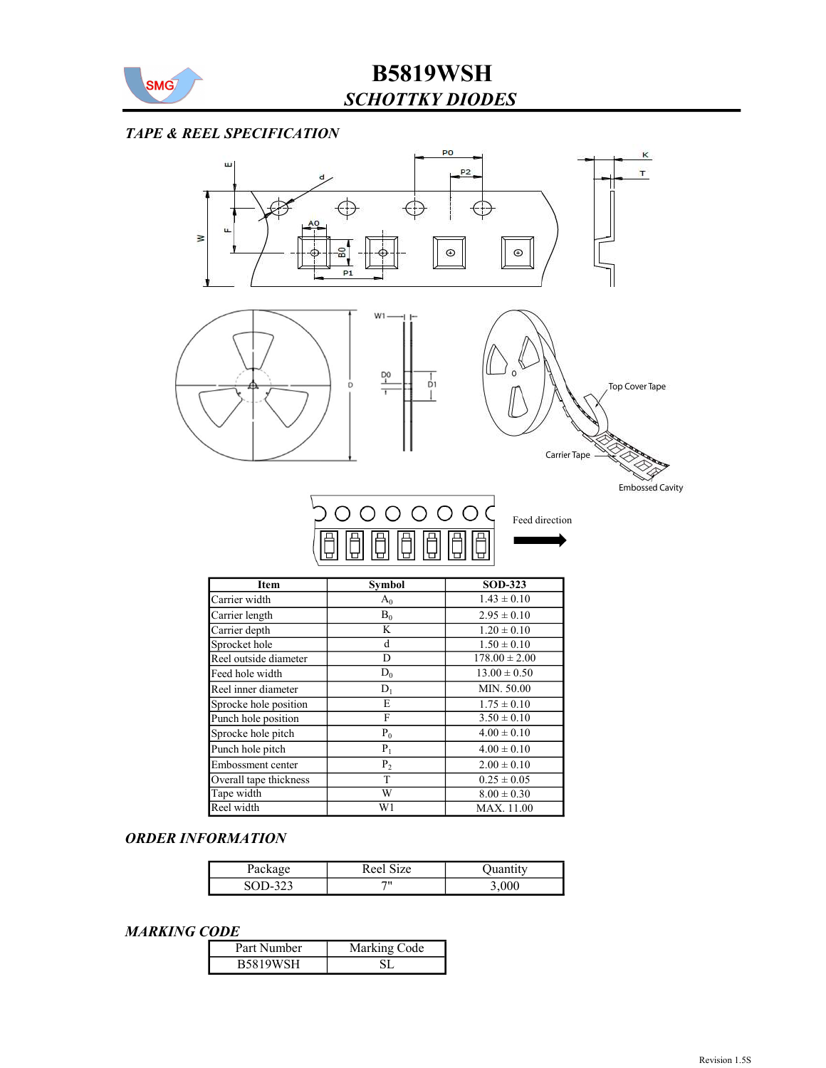## TAPE & REEL SPECIFICATION

Feed direction

| Item | Symbol | SOD-323 |
| --- | --- | --- |
| Carrier width | $A_0$ | 1.43 ± 0.10 |
| Carrier length | $B_0$ | 2.95 ± 0.10 |
| Carrier depth | K | 1.20 ± 0.10 |
| Sprocket hole | d | 1.50 ± 0.10 |
| Reel outside diameter | D | 178.00 ± 2.00 |
| Feed hole width | $D_0$ | 13.00 ± 0.50 |
| Reel inner diameter | $D_1$ | MIN. 50.00 |
| Sprocke hole position | E | 1.75 ± 0.10 |
| Punch hole position | F | 3.50 ± 0.10 |
| Sprocke hole pitch | $P_0$ | 4.00 ± 0.10 |
| Punch hole pitch | $P_1$ | 4.00 ± 0.10 |
| Embossment center | $P_2$ | 2.00 ± 0.10 |
| Overall tape thickness | T | 0.25 ± 0.05 |
| Tape width | W | 8.00 ± 0.30 |
| Reel width | W1 | MAX. 11.00 |

## ORDER INFORMATION

| Package | Reel Size | Quantity |
| --- | --- | --- |
| SOD-323 | 7" | 3,000 |

## MARKING CODE

| Part Number | Marking Code |
| --- | --- |
| B5819WSH | SL |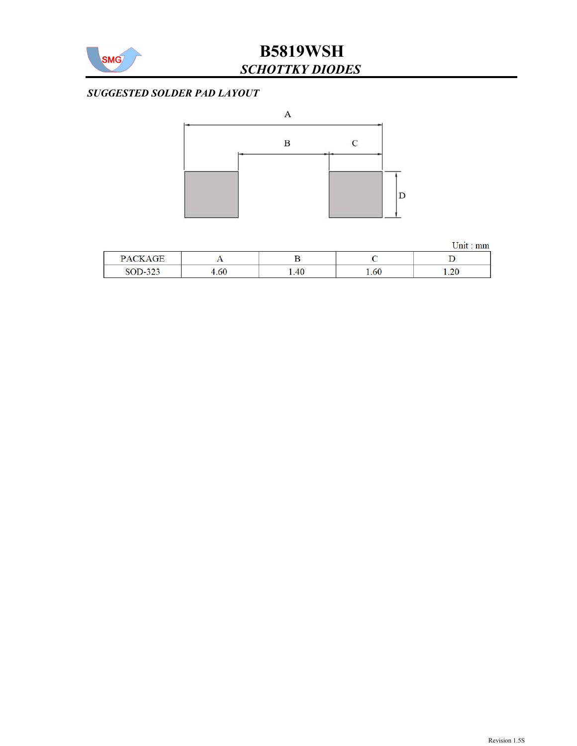# B5819WSH

## SCHOTTKY DIODES

### SUGGESTED SOLDER PAD LAYOUT

A

B

C

D

Unit : mm

| PACKAGE | A | B | C | D |
|---|---|---|---|---|
| SOD-323 | 4.60 | 1.40 | 1.60 | 1.20 |

Revision 1.5S